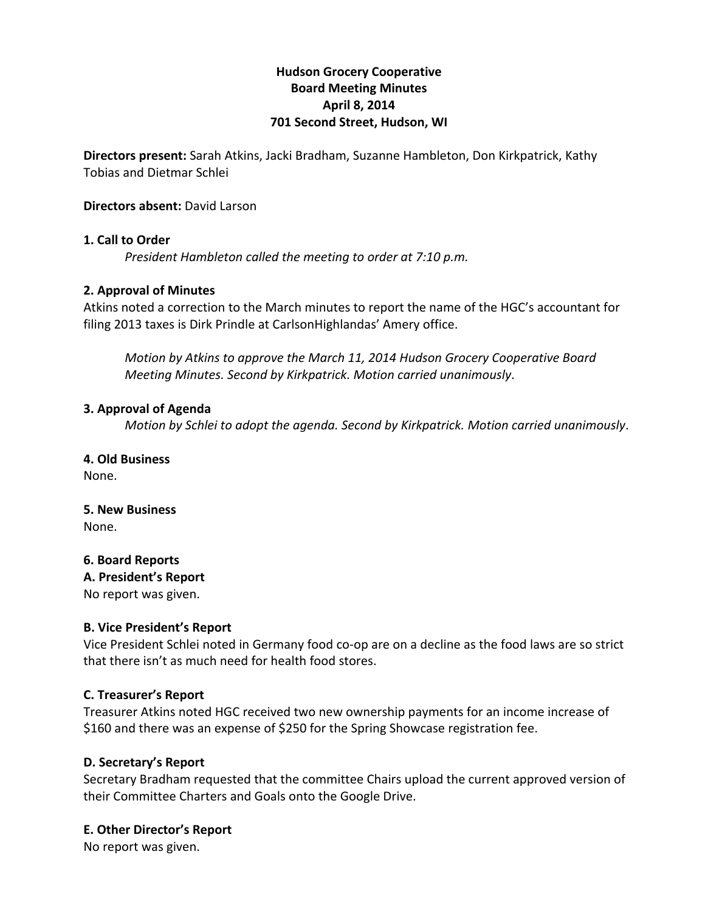**Hudson Grocery Cooperative**
**Board Meeting Minutes**
**April 8, 2014**
**701 Second Street, Hudson, WI**

**Directors present:** Sarah Atkins, Jacki Bradham, Suzanne Hambleton, Don Kirkpatrick, Kathy Tobias and Dietmar Schlei

**Directors absent:** David Larson

**1. Call to Order**

*President Hambleton called the meeting to order at 7:10 p.m.*

**2. Approval of Minutes**

Atkins noted a correction to the March minutes to report the name of the HGC's accountant for filing 2013 taxes is Dirk Prindle at CarlsonHighlandas' Amery office.

*Motion by Atkins to approve the March 11, 2014 Hudson Grocery Cooperative Board Meeting Minutes. Second by Kirkpatrick. Motion carried unanimously*.

**3. Approval of Agenda**

*Motion by Schlei to adopt the agenda. Second by Kirkpatrick. Motion carried unanimously*.

**4. Old Business**

None.

**5. New Business**

None.

**6. Board Reports**

**A. President's Report**

No report was given.

**B. Vice President's Report**

Vice President Schlei noted in Germany food co-op are on a decline as the food laws are so strict that there isn't as much need for health food stores.

**C. Treasurer's Report**

Treasurer Atkins noted HGC received two new ownership payments for an income increase of $160 and there was an expense of $250 for the Spring Showcase registration fee.

**D. Secretary's Report**

Secretary Bradham requested that the committee Chairs upload the current approved version of their Committee Charters and Goals onto the Google Drive.

**E. Other Director's Report**

No report was given.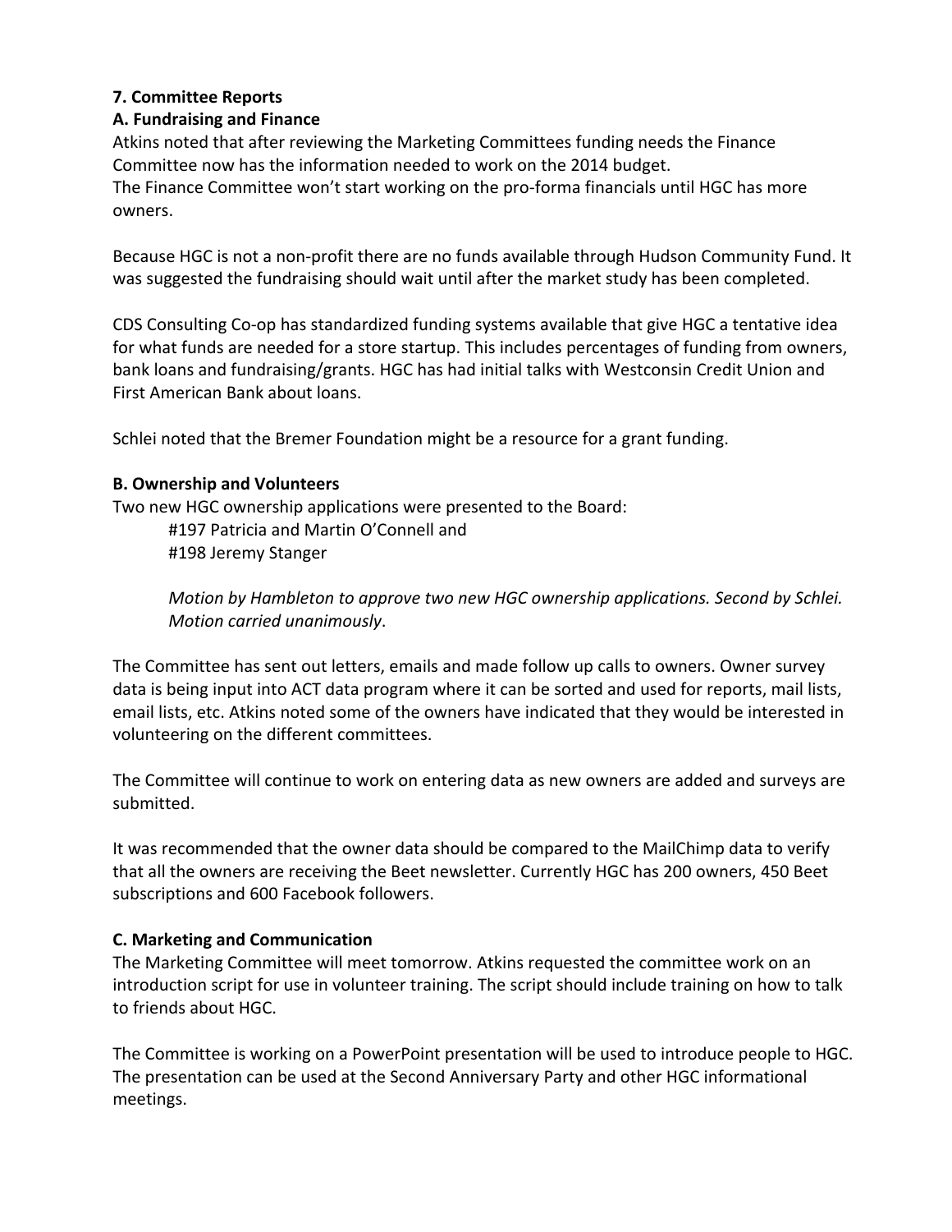**7. Committee Reports**

**A. Fundraising and Finance**

Atkins noted that after reviewing the Marketing Committees funding needs the Finance Committee now has the information needed to work on the 2014 budget.
The Finance Committee won't start working on the pro-forma financials until HGC has more owners.

Because HGC is not a non-profit there are no funds available through Hudson Community Fund. It was suggested the fundraising should wait until after the market study has been completed.

CDS Consulting Co-op has standardized funding systems available that give HGC a tentative idea for what funds are needed for a store startup. This includes percentages of funding from owners, bank loans and fundraising/grants. HGC has had initial talks with Westconsin Credit Union and First American Bank about loans.

Schlei noted that the Bremer Foundation might be a resource for a grant funding.

**B. Ownership and Volunteers**

Two new HGC ownership applications were presented to the Board:

> #197 Patricia and Martin O'Connell and
> #198 Jeremy Stanger
>
> *Motion by Hambleton to approve two new HGC ownership applications. Second by Schlei. Motion carried unanimously*.

The Committee has sent out letters, emails and made follow up calls to owners. Owner survey data is being input into ACT data program where it can be sorted and used for reports, mail lists, email lists, etc. Atkins noted some of the owners have indicated that they would be interested in volunteering on the different committees.

The Committee will continue to work on entering data as new owners are added and surveys are submitted.

It was recommended that the owner data should be compared to the MailChimp data to verify that all the owners are receiving the Beet newsletter. Currently HGC has 200 owners, 450 Beet subscriptions and 600 Facebook followers.

**C. Marketing and Communication**

The Marketing Committee will meet tomorrow. Atkins requested the committee work on an introduction script for use in volunteer training. The script should include training on how to talk to friends about HGC.

The Committee is working on a PowerPoint presentation will be used to introduce people to HGC. The presentation can be used at the Second Anniversary Party and other HGC informational meetings.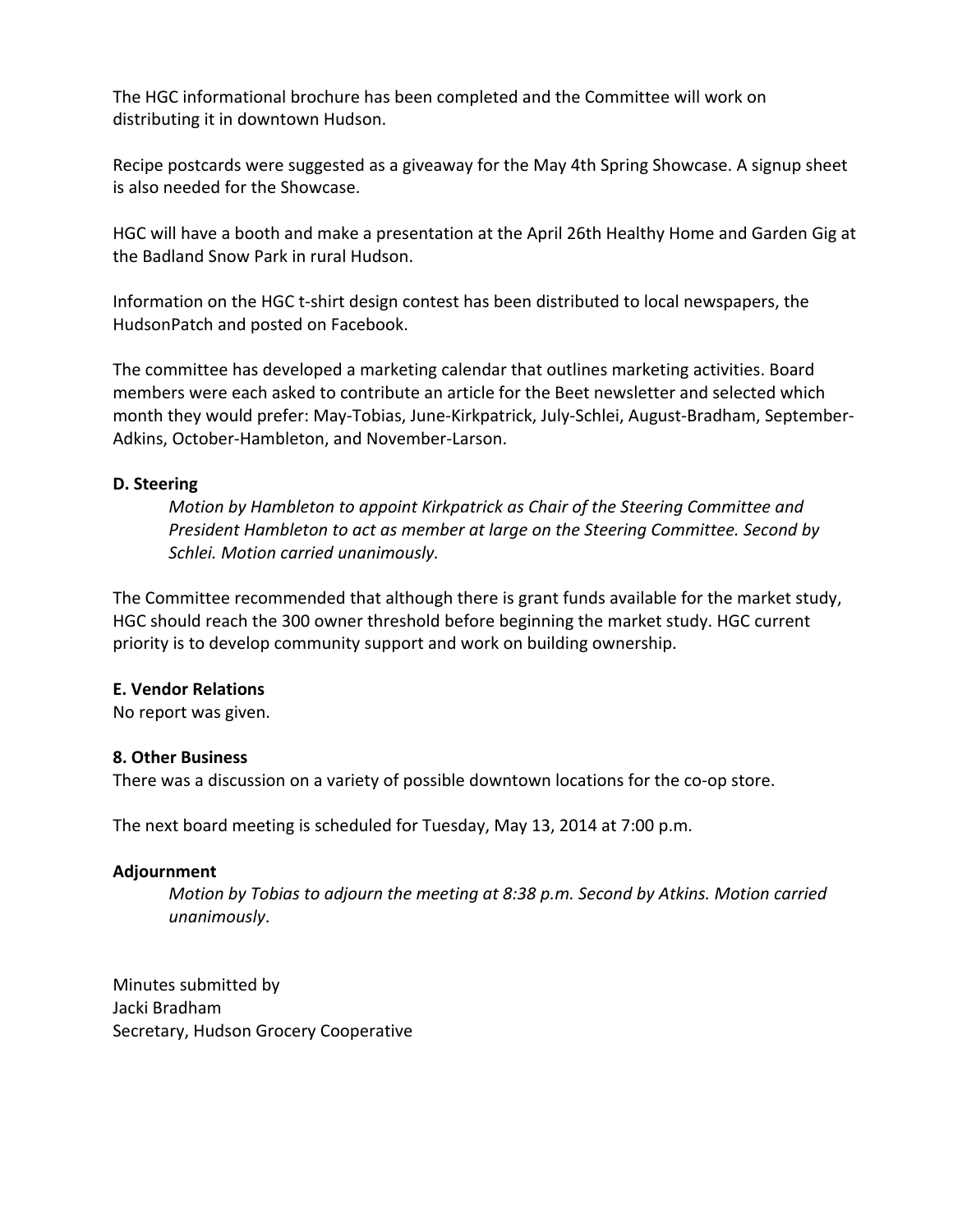The HGC informational brochure has been completed and the Committee will work on distributing it in downtown Hudson.

Recipe postcards were suggested as a giveaway for the May 4th Spring Showcase. A signup sheet is also needed for the Showcase.

HGC will have a booth and make a presentation at the April 26th Healthy Home and Garden Gig at the Badland Snow Park in rural Hudson.

Information on the HGC t-shirt design contest has been distributed to local newspapers, the HudsonPatch and posted on Facebook.

The committee has developed a marketing calendar that outlines marketing activities. Board members were each asked to contribute an article for the Beet newsletter and selected which month they would prefer: May-Tobias, June-Kirkpatrick, July-Schlei, August-Bradham, September-Adkins, October-Hambleton, and November-Larson.

**D. Steering**

> *Motion by Hambleton to appoint Kirkpatrick as Chair of the Steering Committee and President Hambleton to act as member at large on the Steering Committee. Second by Schlei. Motion carried unanimously.*

The Committee recommended that although there is grant funds available for the market study, HGC should reach the 300 owner threshold before beginning the market study. HGC current priority is to develop community support and work on building ownership.

**E. Vendor Relations**

No report was given.

**8. Other Business**

There was a discussion on a variety of possible downtown locations for the co-op store.

The next board meeting is scheduled for Tuesday, May 13, 2014 at 7:00 p.m.

**Adjournment**

> *Motion by Tobias to adjourn the meeting at 8:38 p.m. Second by Atkins. Motion carried unanimously*.

Minutes submitted by
Jacki Bradham
Secretary, Hudson Grocery Cooperative